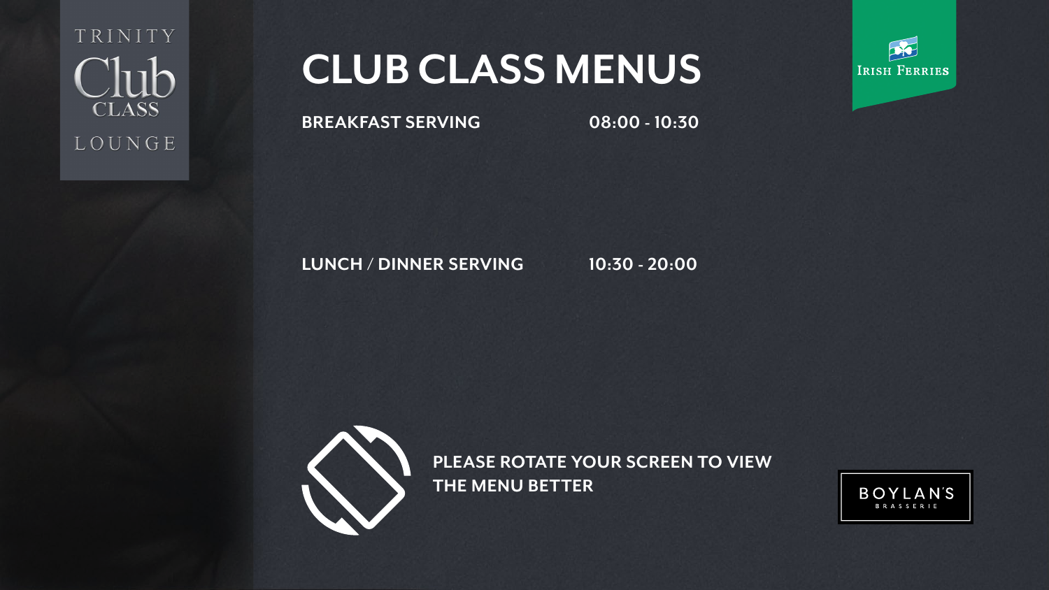TRINITY

Club

CLASS

LOUNGE

# CLUB CLASS MENUS

IRISH FERRIES

**BREAKFAST SERVING** **08:00 - 10:30**

**LUNCH / DINNER SERVING** **10:30 - 20:00**

**PLEASE ROTATE YOUR SCREEN TO VIEW THE MENU BETTER**

BOYLAN'S

BRASSERIE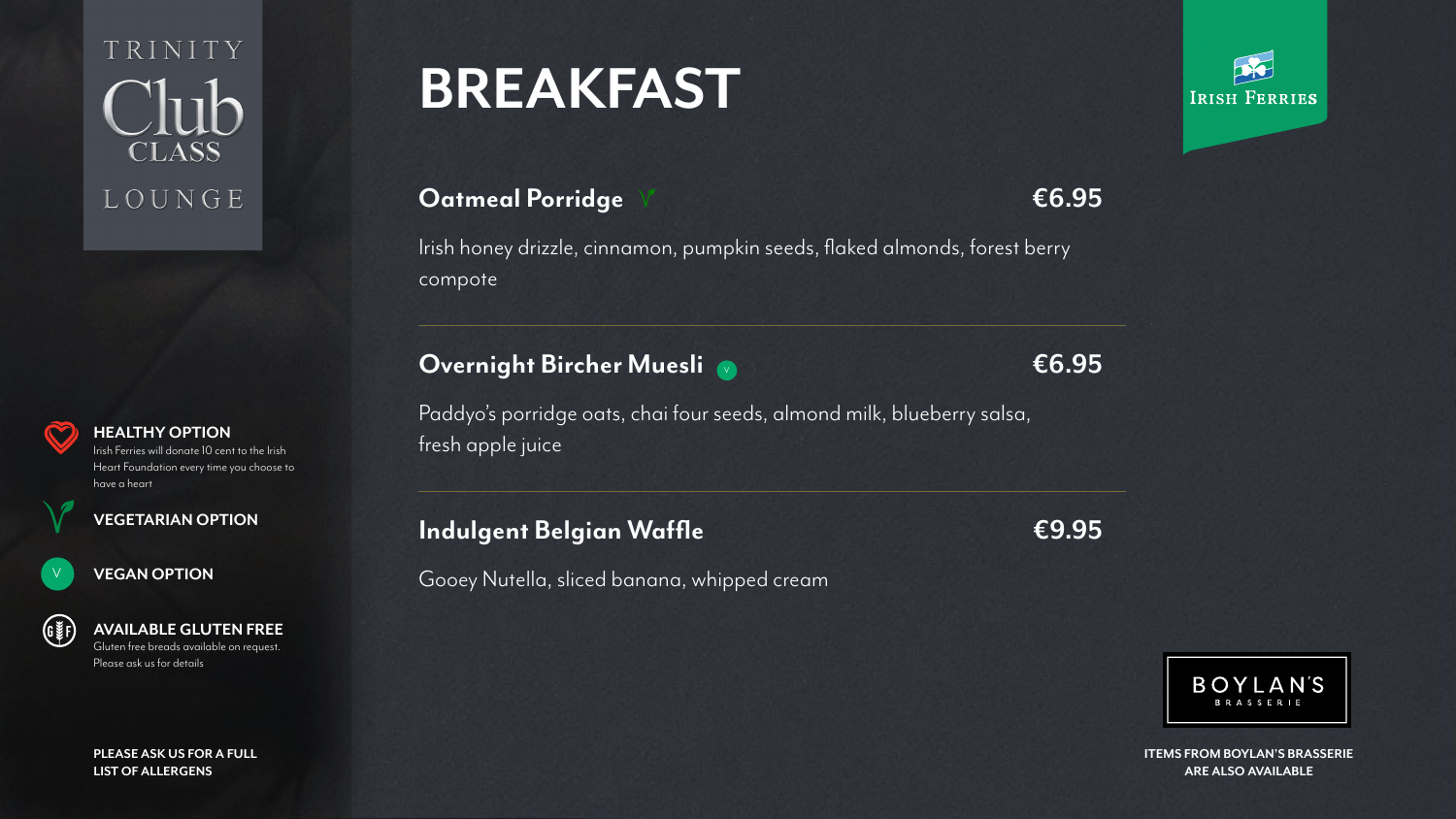TRINITY Club CLASS LOUNGE

# BREAKFAST

Irish Ferries

### Oatmeal Porridge (Vegetarian) €6.95

Irish honey drizzle, cinnamon, pumpkin seeds, flaked almonds, forest berry compote

### Overnight Bircher Muesli (Vegan) €6.95

Paddyo's porridge oats, chai four seeds, almond milk, blueberry salsa, fresh apple juice

### Indulgent Belgian Waffle €9.95

Gooey Nutella, sliced banana, whipped cream

**HEALTHY OPTION**
Irish Ferries will donate 10 cent to the Irish Heart Foundation every time you choose to have a heart

**VEGETARIAN OPTION**

**VEGAN OPTION**

**AVAILABLE GLUTEN FREE**
Gluten free breads available on request. Please ask us for details

**PLEASE ASK US FOR A FULL LIST OF ALLERGENS**

BOYLAN'S BRASSERIE

**ITEMS FROM BOYLAN'S BRASSERIE ARE ALSO AVAILABLE**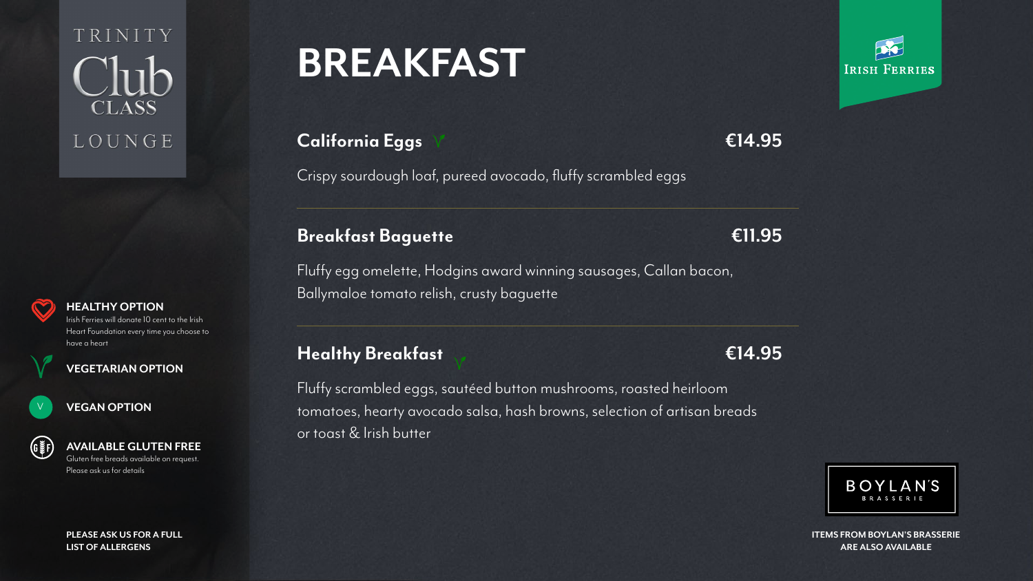TRINITY

Club

CLASS

LOUNGE

# BREAKFAST

IRISH FERRIES

## California Eggs (Vegetarian) — €14.95

Crispy sourdough loaf, pureed avocado, fluffy scrambled eggs

## Breakfast Baguette — €11.95

Fluffy egg omelette, Hodgins award winning sausages, Callan bacon, Ballymaloe tomato relish, crusty baguette

## Healthy Breakfast (Vegetarian) — €14.95

Fluffy scrambled eggs, sautéed button mushrooms, roasted heirloom tomatoes, hearty avocado salsa, hash browns, selection of artisan breads or toast & Irish butter

**HEALTHY OPTION**
Irish Ferries will donate 10 cent to the Irish Heart Foundation every time you choose to have a heart

**VEGETARIAN OPTION**

**VEGAN OPTION**

**AVAILABLE GLUTEN FREE**
Gluten free breads available on request. Please ask us for details

**PLEASE ASK US FOR A FULL LIST OF ALLERGENS**

BOYLAN'S BRASSERIE

**ITEMS FROM BOYLAN'S BRASSERIE ARE ALSO AVAILABLE**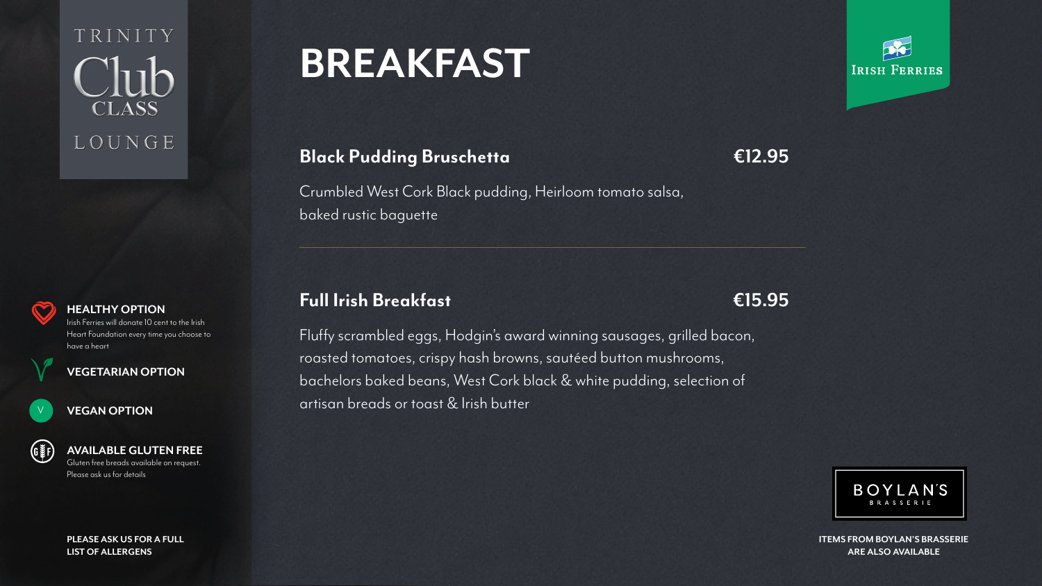TRINITY
Club
CLASS
LOUNGE

# BREAKFAST

IRISH FERRIES

## Black Pudding Bruschetta €12.95

Crumbled West Cork Black pudding, Heirloom tomato salsa, baked rustic baguette

---

## Full Irish Breakfast €15.95

Fluffy scrambled eggs, Hodgin's award winning sausages, grilled bacon, roasted tomatoes, crispy hash browns, sautéed button mushrooms, bachelors baked beans, West Cork black & white pudding, selection of artisan breads or toast & Irish butter

**HEALTHY OPTION**
Irish Ferries will donate 10 cent to the Irish Heart Foundation every time you choose to have a heart

**VEGETARIAN OPTION**

**VEGAN OPTION**

**AVAILABLE GLUTEN FREE**
Gluten free breads available on request. Please ask us for details

**PLEASE ASK US FOR A FULL LIST OF ALLERGENS**

BOYLAN'S BRASSERIE

**ITEMS FROM BOYLAN'S BRASSERIE ARE ALSO AVAILABLE**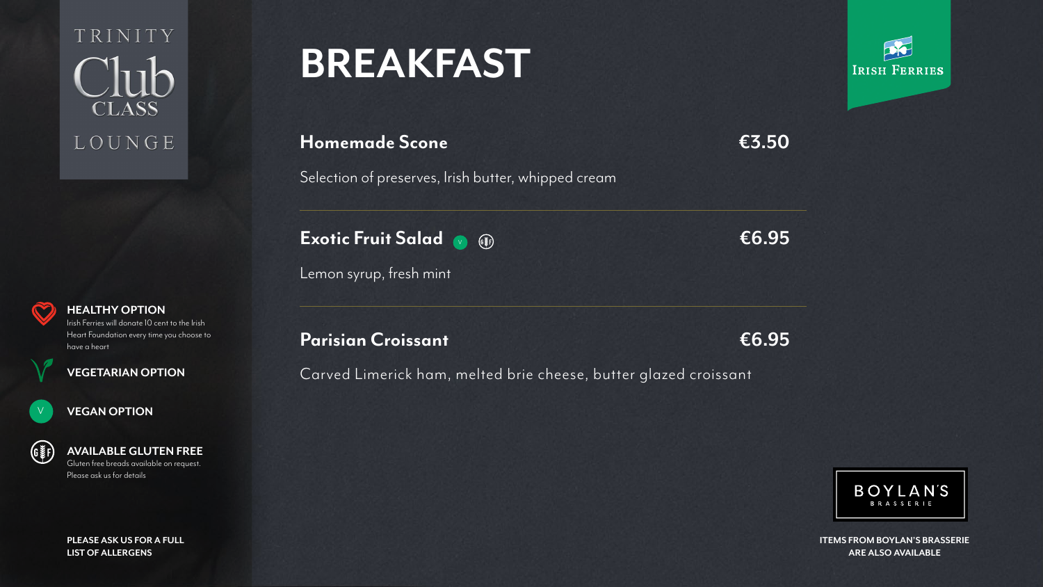TRINITY Club CLASS LOUNGE

# BREAKFAST

**Homemade Scone** — €3.50

Selection of preserves, Irish butter, whipped cream

---

**Exotic Fruit Salad** (V) (GF) — €6.95

Lemon syrup, fresh mint

---

**Parisian Croissant** — €6.95

Carved Limerick ham, melted brie cheese, butter glazed croissant

---

**HEALTHY OPTION**
Irish Ferries will donate 10 cent to the Irish Heart Foundation every time you choose to have a heart

**VEGETARIAN OPTION**

**(V) VEGAN OPTION**

**(GF) AVAILABLE GLUTEN FREE**
Gluten free breads available on request. Please ask us for details

**PLEASE ASK US FOR A FULL LIST OF ALLERGENS**

IRISH FERRIES

BOYLAN'S BRASSERIE

**ITEMS FROM BOYLAN'S BRASSERIE ARE ALSO AVAILABLE**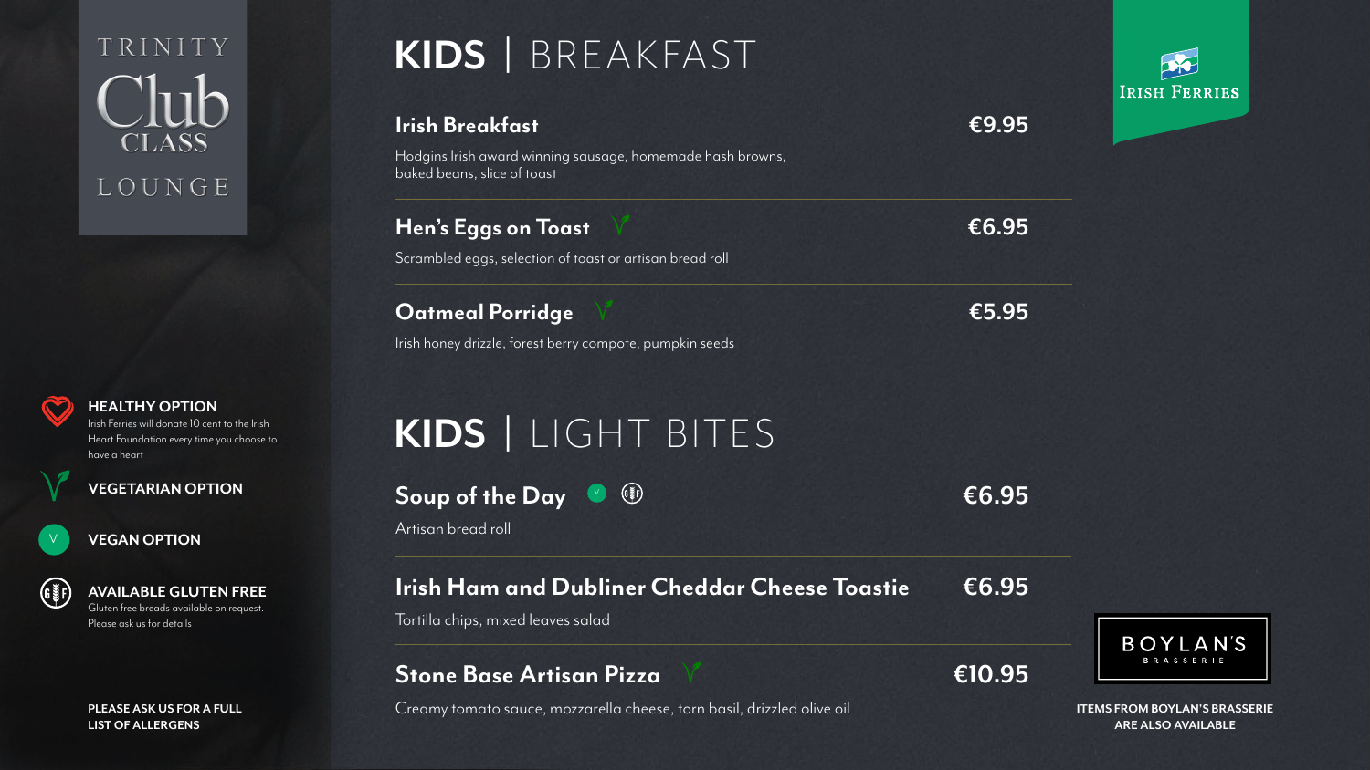TRINITY
Club
CLASS
LOUNGE

# KIDS | BREAKFAST

### Irish Breakfast — €9.95

Hodgins Irish award winning sausage, homemade hash browns, baked beans, slice of toast

### Hen's Eggs on Toast — €6.95

Scrambled eggs, selection of toast or artisan bread roll

### Oatmeal Porridge — €5.95

Irish honey drizzle, forest berry compote, pumpkin seeds

# KIDS | LIGHT BITES

### Soup of the Day (V) (GF) — €6.95

Artisan bread roll

### Irish Ham and Dubliner Cheddar Cheese Toastie — €6.95

Tortilla chips, mixed leaves salad

### Stone Base Artisan Pizza — €10.95

Creamy tomato sauce, mozzarella cheese, torn basil, drizzled olive oil

**HEALTHY OPTION**
Irish Ferries will donate 10 cent to the Irish Heart Foundation every time you choose to have a heart

**VEGETARIAN OPTION**

**VEGAN OPTION**

**AVAILABLE GLUTEN FREE**
Gluten free breads available on request. Please ask us for details

**PLEASE ASK US FOR A FULL LIST OF ALLERGENS**

IRISH FERRIES

BOYLAN'S
BRASSERIE

**ITEMS FROM BOYLAN'S BRASSERIE ARE ALSO AVAILABLE**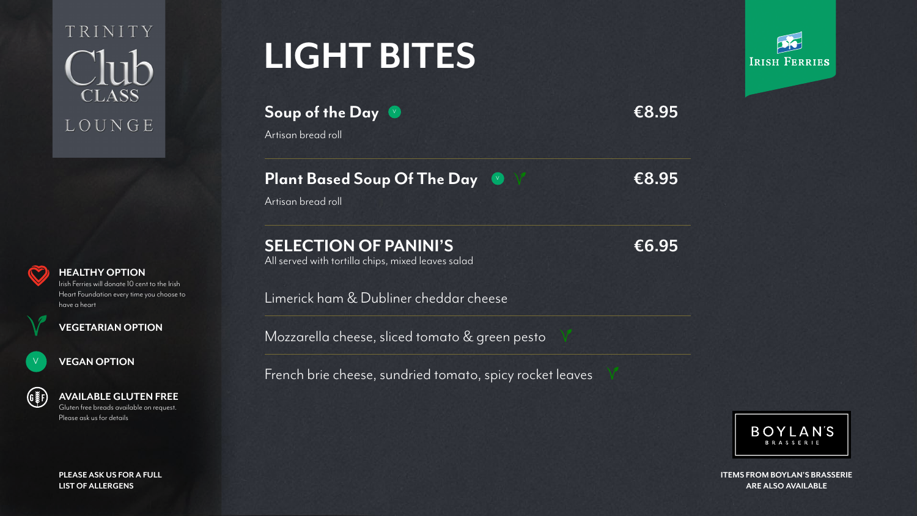TRINITY Club CLASS LOUNGE

# LIGHT BITES

**Soup of the Day** (V)
Artisan bread roll
**€8.95**

---

**Plant Based Soup Of The Day** (V) (Vegetarian)
Artisan bread roll
**€8.95**

---

## SELECTION OF PANINI'S

**€6.95**

All served with tortilla chips, mixed leaves salad

Limerick ham & Dubliner cheddar cheese

---

Mozzarella cheese, sliced tomato & green pesto (Vegetarian)

---

French brie cheese, sundried tomato, spicy rocket leaves (Vegetarian)

---

**HEALTHY OPTION**
Irish Ferries will donate 10 cent to the Irish Heart Foundation every time you choose to have a heart

**VEGETARIAN OPTION**

**V** **VEGAN OPTION**

**AVAILABLE GLUTEN FREE**
Gluten free breads available on request. Please ask us for details

**PLEASE ASK US FOR A FULL LIST OF ALLERGENS**

IRISH FERRIES

BOYLAN'S BRASSERIE

**ITEMS FROM BOYLAN'S BRASSERIE ARE ALSO AVAILABLE**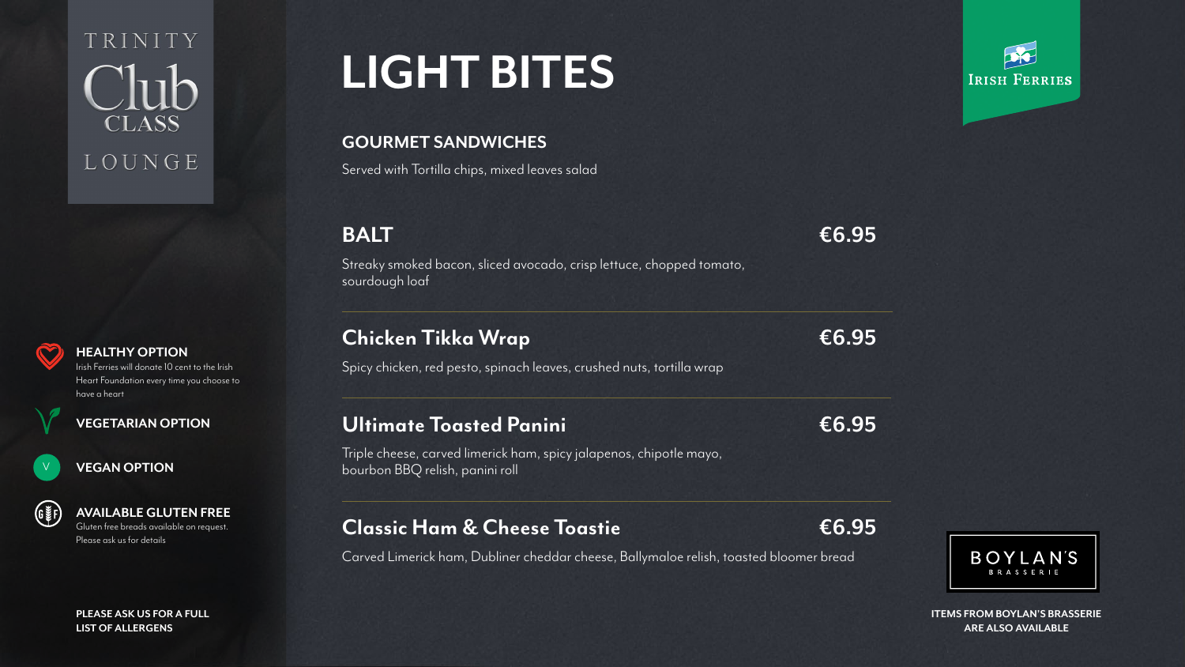TRINITY
Club
CLASS
LOUNGE

# LIGHT BITES

IRISH FERRIES

## GOURMET SANDWICHES

Served with Tortilla chips, mixed leaves salad

### BALT — €6.95

Streaky smoked bacon, sliced avocado, crisp lettuce, chopped tomato, sourdough loaf

### Chicken Tikka Wrap — €6.95

Spicy chicken, red pesto, spinach leaves, crushed nuts, tortilla wrap

### Ultimate Toasted Panini — €6.95

Triple cheese, carved limerick ham, spicy jalapenos, chipotle mayo, bourbon BBQ relish, panini roll

### Classic Ham & Cheese Toastie — €6.95

Carved Limerick ham, Dubliner cheddar cheese, Ballymaloe relish, toasted bloomer bread

**HEALTHY OPTION**
Irish Ferries will donate 10 cent to the Irish Heart Foundation every time you choose to have a heart

**VEGETARIAN OPTION**

**VEGAN OPTION**

**AVAILABLE GLUTEN FREE**
Gluten free breads available on request. Please ask us for details

**PLEASE ASK US FOR A FULL LIST OF ALLERGENS**

BOYLAN'S BRASSERIE

**ITEMS FROM BOYLAN'S BRASSERIE ARE ALSO AVAILABLE**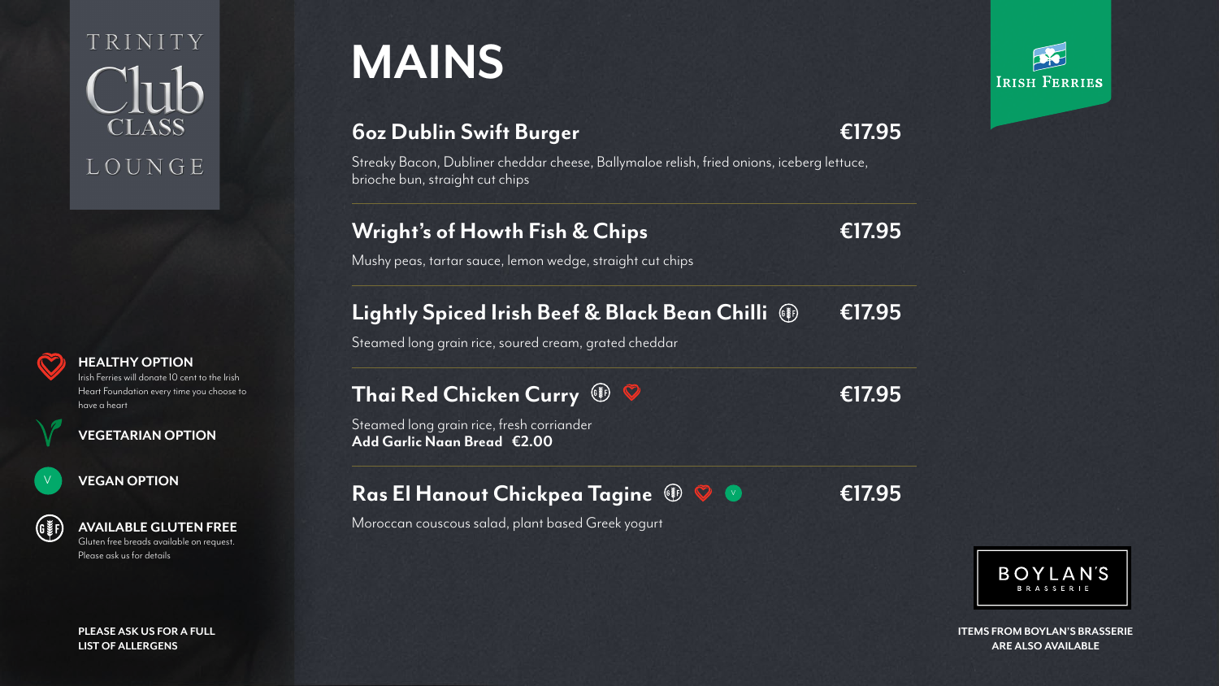TRINITY

Club

CLASS

LOUNGE

# MAINS

## 6oz Dublin Swift Burger — €17.95

Streaky Bacon, Dubliner cheddar cheese, Ballymaloe relish, fried onions, iceberg lettuce, brioche bun, straight cut chips

## Wright's of Howth Fish & Chips — €17.95

Mushy peas, tartar sauce, lemon wedge, straight cut chips

## Lightly Spiced Irish Beef & Black Bean Chilli (GF) — €17.95

Steamed long grain rice, soured cream, grated cheddar

## Thai Red Chicken Curry (GF) (Healthy Option) — €17.95

Steamed long grain rice, fresh corriander

**Add Garlic Naan Bread €2.00**

## Ras El Hanout Chickpea Tagine (GF) (Healthy Option) (V) — €17.95

Moroccan couscous salad, plant based Greek yogurt

**HEALTHY OPTION**
Irish Ferries will donate 10 cent to the Irish Heart Foundation every time you choose to have a heart

**VEGETARIAN OPTION**

**VEGAN OPTION**

**AVAILABLE GLUTEN FREE**
Gluten free breads available on request. Please ask us for details

**PLEASE ASK US FOR A FULL LIST OF ALLERGENS**

IRISH FERRIES

BOYLAN'S BRASSERIE

**ITEMS FROM BOYLAN'S BRASSERIE ARE ALSO AVAILABLE**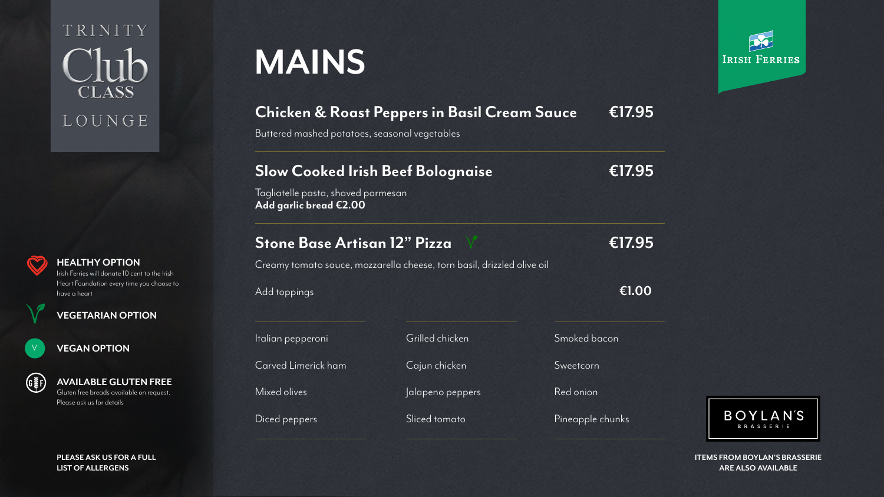TRINITY
Club
CLASS
LOUNGE

# MAINS

## Chicken & Roast Peppers in Basil Cream Sauce — €17.95

Buttered mashed potatoes, seasonal vegetables

## Slow Cooked Irish Beef Bolognaise — €17.95

Tagliatelle pasta, shaved parmesan
**Add garlic bread €2.00**

## Stone Base Artisan 12" Pizza (Vegetarian) — €17.95

Creamy tomato sauce, mozzarella cheese, torn basil, drizzled olive oil

Add toppings — **€1.00**

| | | |
|---|---|---|
| Italian pepperoni | Grilled chicken | Smoked bacon |
| Carved Limerick ham | Cajun chicken | Sweetcorn |
| Mixed olives | Jalapeno peppers | Red onion |
| Diced peppers | Sliced tomato | Pineapple chunks |

**HEALTHY OPTION**
Irish Ferries will donate 10 cent to the Irish Heart Foundation every time you choose to have a heart

**VEGETARIAN OPTION**

**VEGAN OPTION**

**AVAILABLE GLUTEN FREE**
Gluten free breads available on request. Please ask us for details

**PLEASE ASK US FOR A FULL LIST OF ALLERGENS**

IRISH FERRIES

BOYLAN'S
BRASSERIE

**ITEMS FROM BOYLAN'S BRASSERIE ARE ALSO AVAILABLE**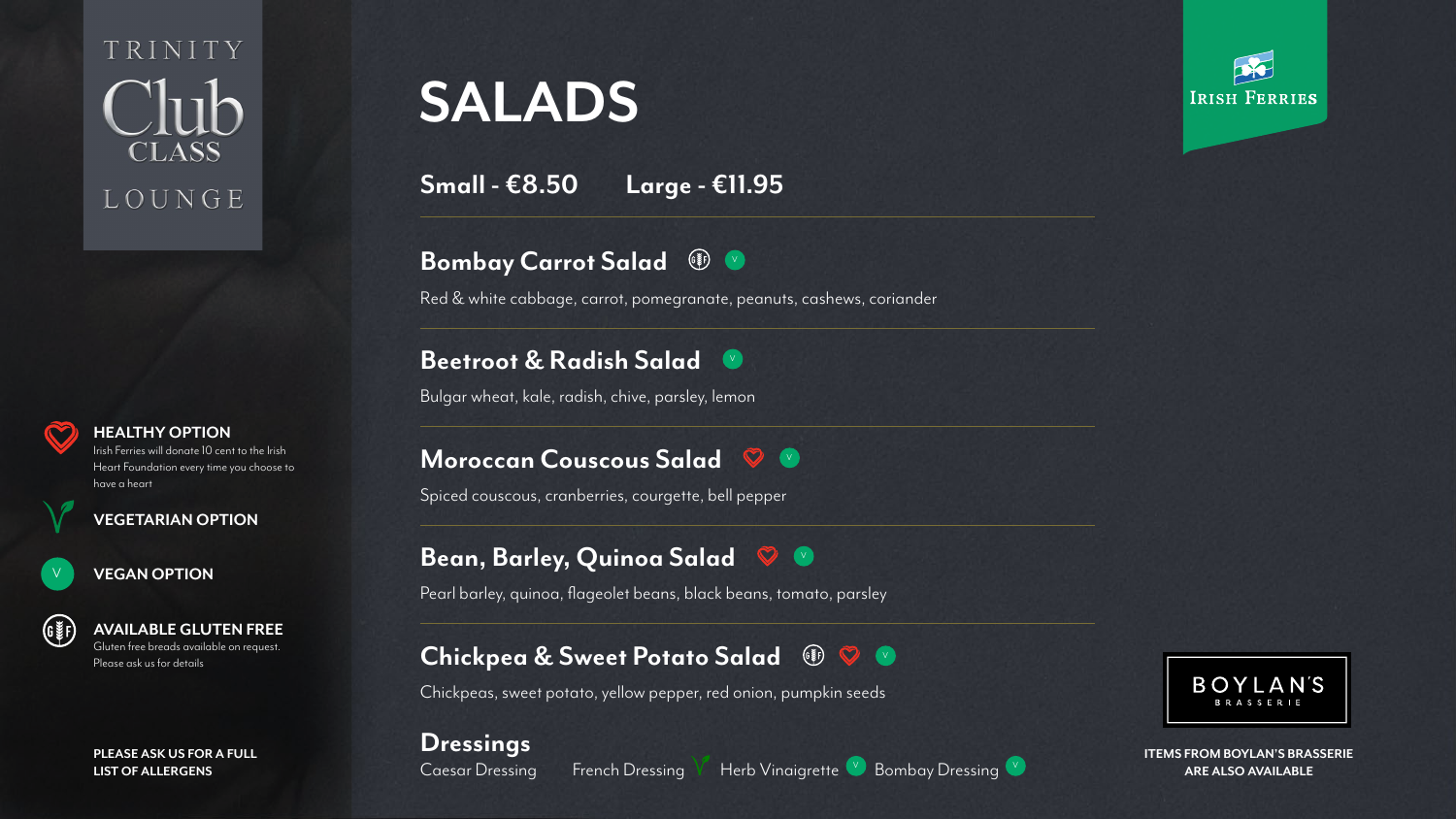TRINITY Club CLASS LOUNGE

# SALADS

**Small - €8.50** **Large - €11.95**

### Bombay Carrot Salad (GF) (V)

Red & white cabbage, carrot, pomegranate, peanuts, cashews, coriander

### Beetroot & Radish Salad (V)

Bulgar wheat, kale, radish, chive, parsley, lemon

### Moroccan Couscous Salad (Healthy) (V)

Spiced couscous, cranberries, courgette, bell pepper

### Bean, Barley, Quinoa Salad (Healthy) (V)

Pearl barley, quinoa, flageolet beans, black beans, tomato, parsley

### Chickpea & Sweet Potato Salad (GF) (Healthy) (V)

Chickpeas, sweet potato, yellow pepper, red onion, pumpkin seeds

### Dressings

Caesar Dressing — French Dressing (Vegetarian) — Herb Vinaigrette (V) — Bombay Dressing (V)

**HEALTHY OPTION**
Irish Ferries will donate 10 cent to the Irish Heart Foundation every time you choose to have a heart

**VEGETARIAN OPTION**

**(V) VEGAN OPTION**

**(GF) AVAILABLE GLUTEN FREE**
Gluten free breads available on request. Please ask us for details

**PLEASE ASK US FOR A FULL LIST OF ALLERGENS**

IRISH FERRIES

BOYLAN'S BRASSERIE

**ITEMS FROM BOYLAN'S BRASSERIE ARE ALSO AVAILABLE**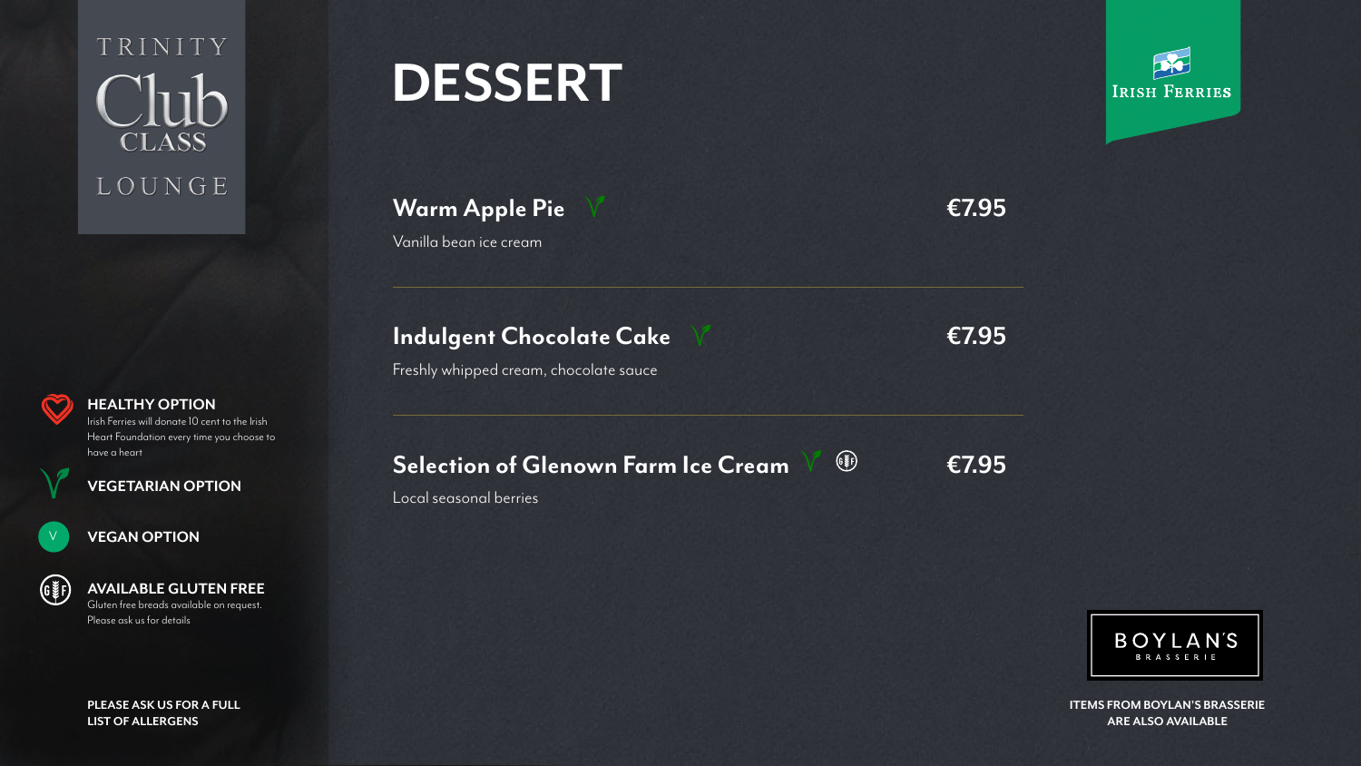TRINITY Club CLASS LOUNGE

# DESSERT

Irish Ferries

**Warm Apple Pie** — **€7.95**

Vanilla bean ice cream

---

**Indulgent Chocolate Cake** — **€7.95**

Freshly whipped cream, chocolate sauce

---

**Selection of Glenown Farm Ice Cream** — **€7.95**

Local seasonal berries

**HEALTHY OPTION**
Irish Ferries will donate 10 cent to the Irish Heart Foundation every time you choose to have a heart

**VEGETARIAN OPTION**

**VEGAN OPTION**

**AVAILABLE GLUTEN FREE**
Gluten free breads available on request. Please ask us for details

**PLEASE ASK US FOR A FULL LIST OF ALLERGENS**

BOYLAN'S BRASSERIE

**ITEMS FROM BOYLAN'S BRASSERIE ARE ALSO AVAILABLE**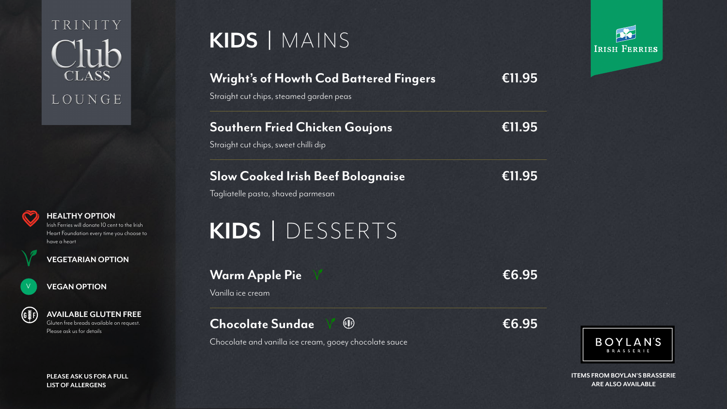TRINITY Club CLASS LOUNGE

# KIDS | MAINS

**Wright's of Howth Cod Battered Fingers** — €11.95

Straight cut chips, steamed garden peas

**Southern Fried Chicken Goujons** — €11.95

Straight cut chips, sweet chilli dip

**Slow Cooked Irish Beef Bolognaise** — €11.95

Tagliatelle pasta, shaved parmesan

# KIDS | DESSERTS

**Warm Apple Pie** (Vegetarian) — €6.95

Vanilla ice cream

**Chocolate Sundae** (Vegetarian) (Gluten Free) — €6.95

Chocolate and vanilla ice cream, gooey chocolate sauce

**HEALTHY OPTION**
Irish Ferries will donate 10 cent to the Irish Heart Foundation every time you choose to have a heart

**VEGETARIAN OPTION**

**VEGAN OPTION**

**AVAILABLE GLUTEN FREE**
Gluten free breads available on request. Please ask us for details

**PLEASE ASK US FOR A FULL LIST OF ALLERGENS**

IRISH FERRIES

BOYLAN'S BRASSERIE

**ITEMS FROM BOYLAN'S BRASSERIE ARE ALSO AVAILABLE**